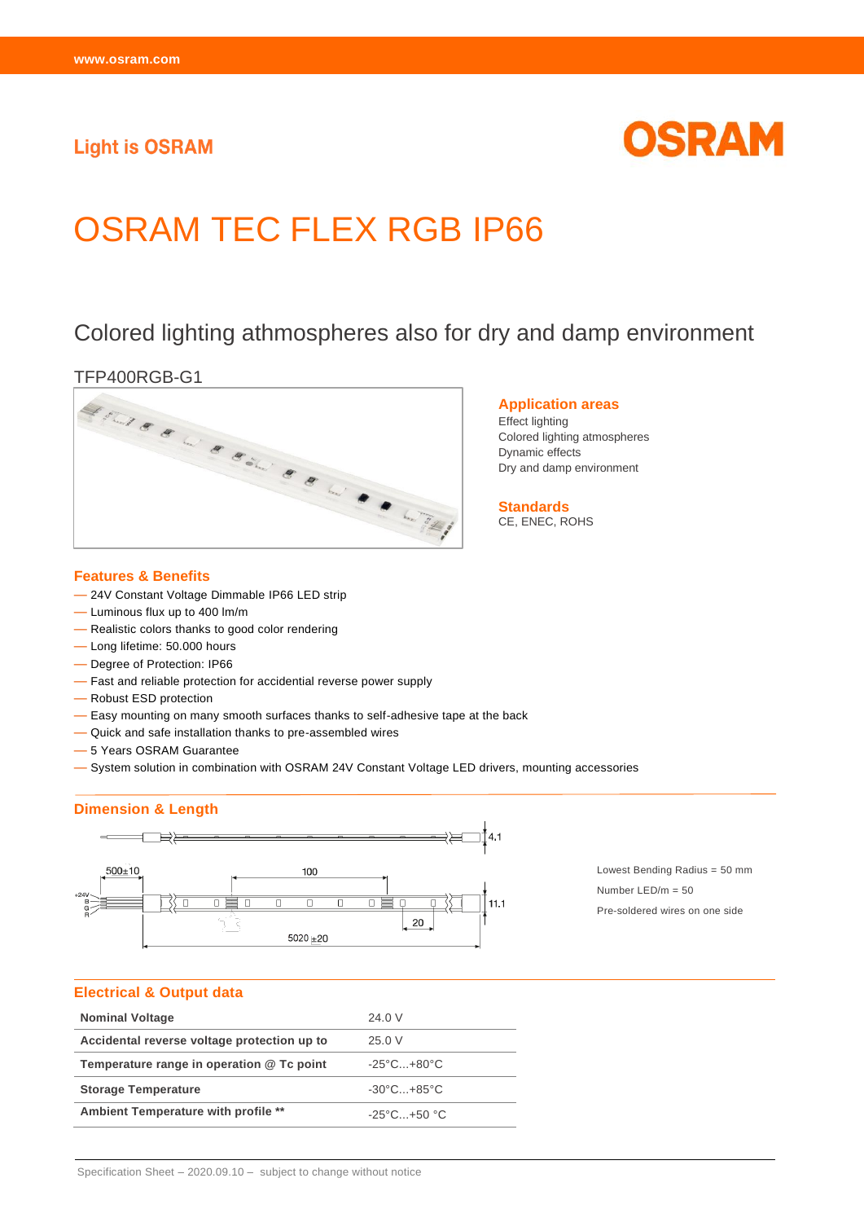Light is OSRAM

OSRAM

# OSRAM TEC FLEX RGB IP66

## Colored lighting athmospheres also for dry and damp environment

TFP400RGB-G1

### Application areas

Effect lighting
Colored lighting atmospheres
Dynamic effects
Dry and damp environment

### Standards

CE, ENEC, ROHS

### Features & Benefits

- 24V Constant Voltage Dimmable IP66 LED strip
- Luminous flux up to 400 lm/m
- Realistic colors thanks to good color rendering
- Long lifetime: 50.000 hours
- Degree of Protection: IP66
- Fast and reliable protection for accidential reverse power supply
- Robust ESD protection
- Easy mounting on many smooth surfaces thanks to self-adhesive tape at the back
- Quick and safe installation thanks to pre-assembled wires
- 5 Years OSRAM Guarantee
- System solution in combination with OSRAM 24V Constant Voltage LED drivers, mounting accessories

### Dimension & Length

4.1

500±10 | 100 | +24V B G R | 11.1 | 20 | 5020 ±20

Lowest Bending Radius = 50 mm

Number LED/m = 50

Pre-soldered wires on one side

### Electrical & Output data

| | |
|---|---|
| **Nominal Voltage** | 24.0 V |
| **Accidental reverse voltage protection up to** | 25.0 V |
| **Temperature range in operation @ Tc point** | -25°C...+80°C |
| **Storage Temperature** | -30°C...+85°C |
| **Ambient Temperature with profile \*\*** | -25°C...+50 °C |

Specification Sheet – 2020.09.10 – subject to change without notice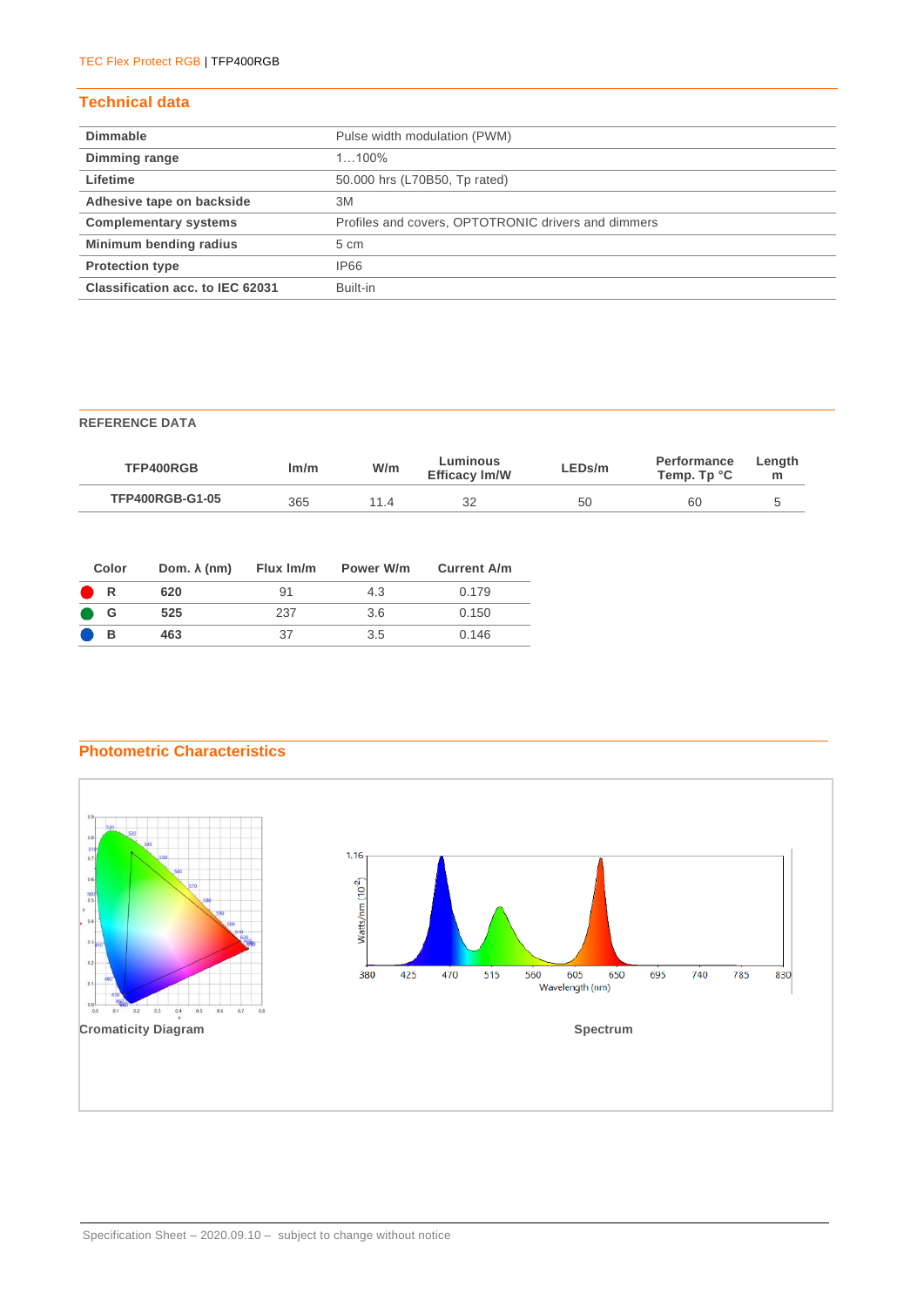## Technical data

| | |
|---|---|
| **Dimmable** | Pulse width modulation (PWM) |
| **Dimming range** | 1…100% |
| **Lifetime** | 50.000 hrs (L70B50, Tp rated) |
| **Adhesive tape on backside** | 3M |
| **Complementary systems** | Profiles and covers, OPTOTRONIC drivers and dimmers |
| **Minimum bending radius** | 5 cm |
| **Protection type** | IP66 |
| **Classification acc. to IEC 62031** | Built-in |

### REFERENCE DATA

| TFP400RGB | lm/m | W/m | Luminous Efficacy lm/W | LEDs/m | Performance Temp. Tp °C | Length m |
|---|---|---|---|---|---|---|
| **TFP400RGB-G1-05** | 365 | 11.4 | 32 | 50 | 60 | 5 |

| Color | Dom. λ (nm) | Flux lm/m | Power W/m | Current A/m |
|---|---|---|---|---|
| **R** | **620** | 91 | 4.3 | 0.179 |
| **G** | **525** | 237 | 3.6 | 0.150 |
| **B** | **463** | 37 | 3.5 | 0.146 |

## Photometric Characteristics

**Cromaticity Diagram**

**Spectrum**

Specification Sheet – 2020.09.10 – subject to change without notice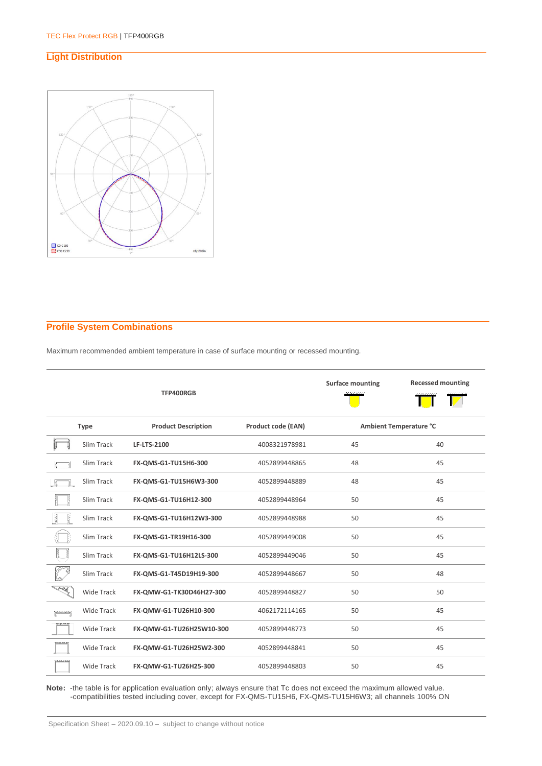## Light Distribution

## Profile System Combinations

Maximum recommended ambient temperature in case of surface mounting or recessed mounting.

| TFP400RGB | | | Surface mounting | Recessed mounting |
|---|---|---|---|---|
| **Type** | **Product Description** | **Product code (EAN)** | **Ambient Temperature °C** | |
| Slim Track | **LF-LTS-2100** | 4008321978981 | 45 | 40 |
| Slim Track | **FX-QMS-G1-TU15H6-300** | 4052899448865 | 48 | 45 |
| Slim Track | **FX-QMS-G1-TU15H6W3-300** | 4052899448889 | 48 | 45 |
| Slim Track | **FX-QMS-G1-TU16H12-300** | 4052899448964 | 50 | 45 |
| Slim Track | **FX-QMS-G1-TU16H12W3-300** | 4052899448988 | 50 | 45 |
| Slim Track | **FX-QMS-G1-TR19H16-300** | 4052899449008 | 50 | 45 |
| Slim Track | **FX-QMS-G1-TU16H12LS-300** | 4052899449046 | 50 | 45 |
| Slim Track | **FX-QMS-G1-T45D19H19-300** | 4052899448667 | 50 | 48 |
| Wide Track | **FX-QMW-G1-TK30D46H27-300** | 4052899448827 | 50 | 50 |
| Wide Track | **FX-QMW-G1-TU26H10-300** | 4062172114165 | 50 | 45 |
| Wide Track | **FX-QMW-G1-TU26H25W10-300** | 4052899448773 | 50 | 45 |
| Wide Track | **FX-QMW-G1-TU26H25W2-300** | 4052899448841 | 50 | 45 |
| Wide Track | **FX-QMW-G1-TU26H25-300** | 4052899448803 | 50 | 45 |

**Note:** -the table is for application evaluation only; always ensure that Tc does not exceed the maximum allowed value.
-compatibilities tested including cover, except for FX-QMS-TU15H6, FX-QMS-TU15H6W3; all channels 100% ON

Specification Sheet – 2020.09.10 – subject to change without notice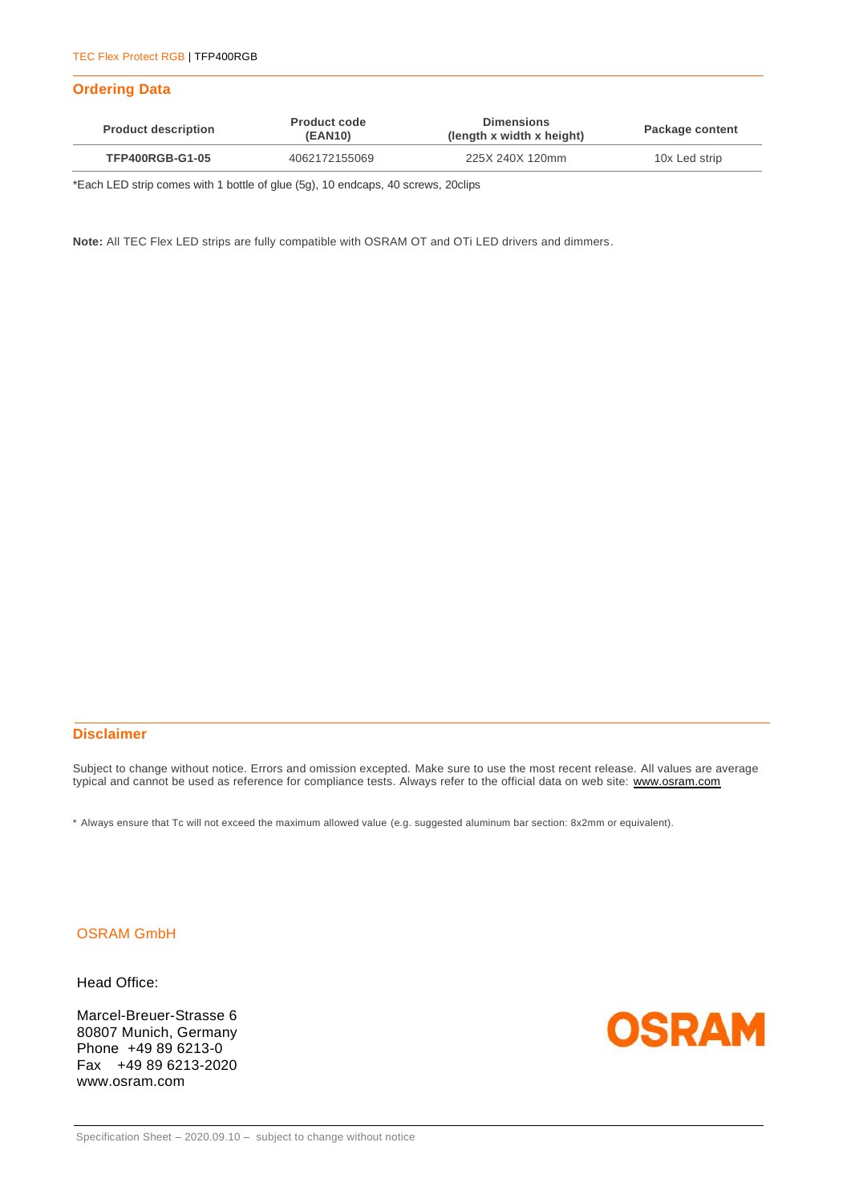## Ordering Data

| Product description | Product code (EAN10) | Dimensions (length x width x height) | Package content |
|---|---|---|---|
| **TFP400RGB-G1-05** | 4062172155069 | 225X 240X 120mm | 10x Led strip |

*Each LED strip comes with 1 bottle of glue (5g), 10 endcaps, 40 screws, 20clips

**Note:** All TEC Flex LED strips are fully compatible with OSRAM OT and OTi LED drivers and dimmers.

## Disclaimer

Subject to change without notice. Errors and omission excepted. Make sure to use the most recent release. All values are average typical and cannot be used as reference for compliance tests. Always refer to the official data on web site: www.osram.com

* Always ensure that Tc will not exceed the maximum allowed value (e.g. suggested aluminum bar section: 8x2mm or equivalent).

OSRAM GmbH

Head Office:

Marcel-Breuer-Strasse 6
80807 Munich, Germany
Phone +49 89 6213-0
Fax +49 89 6213-2020
www.osram.com

OSRAM

Specification Sheet – 2020.09.10 – subject to change without notice